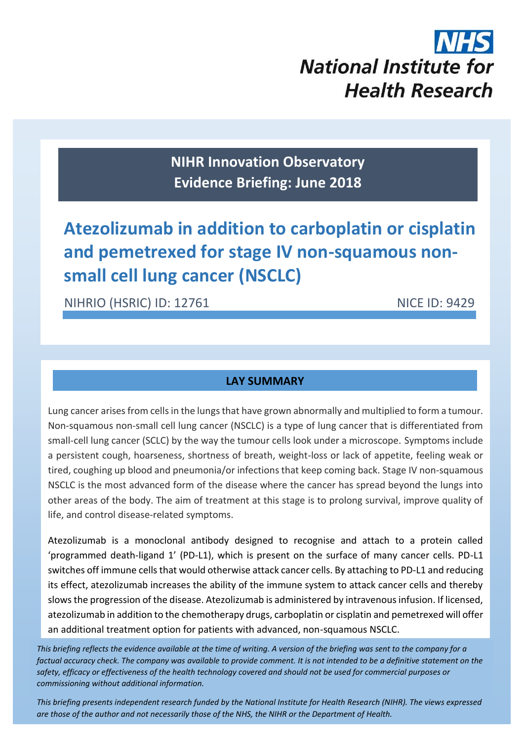NHS
National Institute for Health Research

**NIHR Innovation Observatory**
**Evidence Briefing: June 2018**

# Atezolizumab in addition to carboplatin or cisplatin and pemetrexed for stage IV non-squamous non-small cell lung cancer (NSCLC)

NIHRIO (HSRIC) ID: 12761 NICE ID: 9429

## LAY SUMMARY

Lung cancer arises from cells in the lungs that have grown abnormally and multiplied to form a tumour. Non-squamous non-small cell lung cancer (NSCLC) is a type of lung cancer that is differentiated from small-cell lung cancer (SCLC) by the way the tumour cells look under a microscope. Symptoms include a persistent cough, hoarseness, shortness of breath, weight-loss or lack of appetite, feeling weak or tired, coughing up blood and pneumonia/or infections that keep coming back. Stage IV non-squamous NSCLC is the most advanced form of the disease where the cancer has spread beyond the lungs into other areas of the body. The aim of treatment at this stage is to prolong survival, improve quality of life, and control disease-related symptoms.

Atezolizumab is a monoclonal antibody designed to recognise and attach to a protein called 'programmed death-ligand 1' (PD-L1), which is present on the surface of many cancer cells. PD-L1 switches off immune cells that would otherwise attack cancer cells. By attaching to PD-L1 and reducing its effect, atezolizumab increases the ability of the immune system to attack cancer cells and thereby slows the progression of the disease. Atezolizumab is administered by intravenous infusion. If licensed, atezolizumab in addition to the chemotherapy drugs, carboplatin or cisplatin and pemetrexed will offer an additional treatment option for patients with advanced, non-squamous NSCLC.

*This briefing reflects the evidence available at the time of writing. A version of the briefing was sent to the company for a factual accuracy check. The company was available to provide comment. It is not intended to be a definitive statement on the safety, efficacy or effectiveness of the health technology covered and should not be used for commercial purposes or commissioning without additional information.*

*This briefing presents independent research funded by the National Institute for Health Research (NIHR). The views expressed are those of the author and not necessarily those of the NHS, the NIHR or the Department of Health.*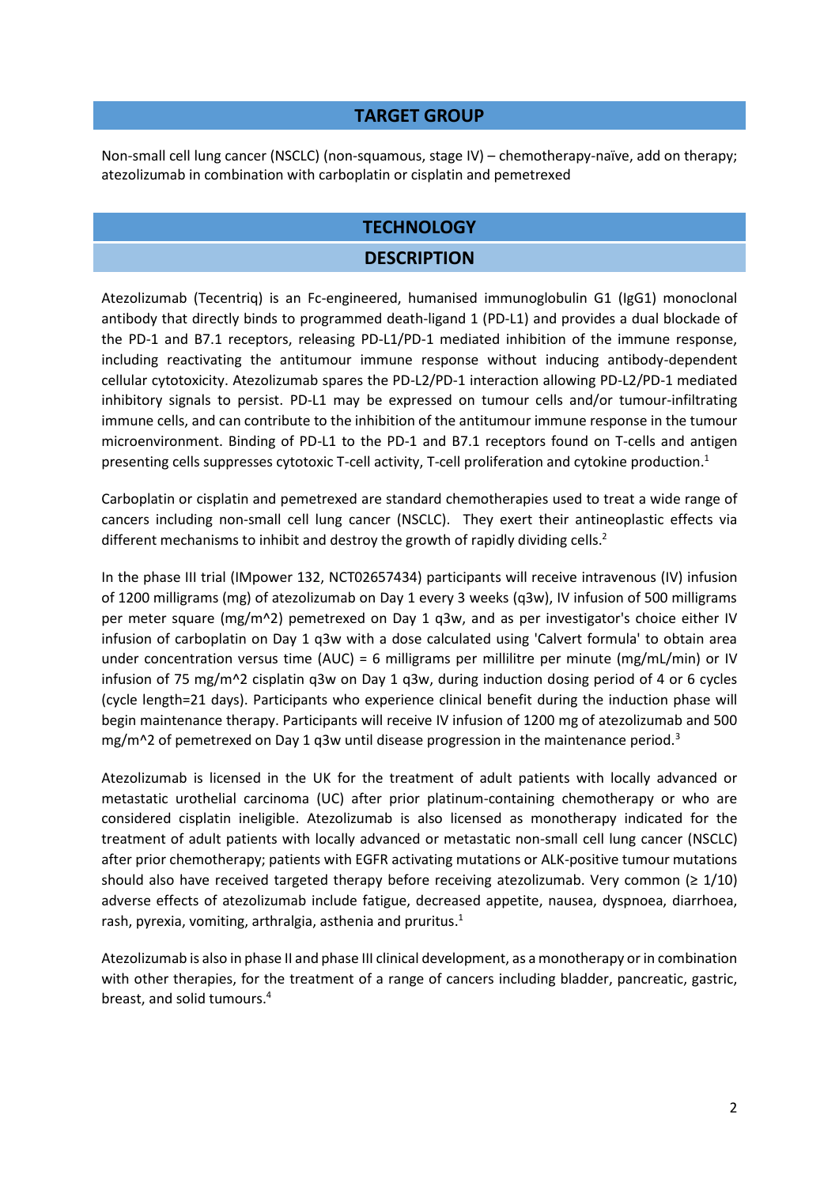## TARGET GROUP

Non-small cell lung cancer (NSCLC) (non-squamous, stage IV) – chemotherapy-naïve, add on therapy; atezolizumab in combination with carboplatin or cisplatin and pemetrexed

## TECHNOLOGY

### DESCRIPTION

Atezolizumab (Tecentriq) is an Fc-engineered, humanised immunoglobulin G1 (IgG1) monoclonal antibody that directly binds to programmed death-ligand 1 (PD-L1) and provides a dual blockade of the PD-1 and B7.1 receptors, releasing PD-L1/PD-1 mediated inhibition of the immune response, including reactivating the antitumour immune response without inducing antibody-dependent cellular cytotoxicity. Atezolizumab spares the PD-L2/PD-1 interaction allowing PD-L2/PD-1 mediated inhibitory signals to persist. PD-L1 may be expressed on tumour cells and/or tumour-infiltrating immune cells, and can contribute to the inhibition of the antitumour immune response in the tumour microenvironment. Binding of PD-L1 to the PD-1 and B7.1 receptors found on T-cells and antigen presenting cells suppresses cytotoxic T-cell activity, T-cell proliferation and cytokine production.[1]

Carboplatin or cisplatin and pemetrexed are standard chemotherapies used to treat a wide range of cancers including non-small cell lung cancer (NSCLC). They exert their antineoplastic effects via different mechanisms to inhibit and destroy the growth of rapidly dividing cells.[2]

In the phase III trial (IMpower 132, NCT02657434) participants will receive intravenous (IV) infusion of 1200 milligrams (mg) of atezolizumab on Day 1 every 3 weeks (q3w), IV infusion of 500 milligrams per meter square (mg/m^2) pemetrexed on Day 1 q3w, and as per investigator's choice either IV infusion of carboplatin on Day 1 q3w with a dose calculated using 'Calvert formula' to obtain area under concentration versus time (AUC) = 6 milligrams per millilitre per minute (mg/mL/min) or IV infusion of 75 mg/m^2 cisplatin q3w on Day 1 q3w, during induction dosing period of 4 or 6 cycles (cycle length=21 days). Participants who experience clinical benefit during the induction phase will begin maintenance therapy. Participants will receive IV infusion of 1200 mg of atezolizumab and 500 mg/m^2 of pemetrexed on Day 1 q3w until disease progression in the maintenance period.[3]

Atezolizumab is licensed in the UK for the treatment of adult patients with locally advanced or metastatic urothelial carcinoma (UC) after prior platinum-containing chemotherapy or who are considered cisplatin ineligible. Atezolizumab is also licensed as monotherapy indicated for the treatment of adult patients with locally advanced or metastatic non-small cell lung cancer (NSCLC) after prior chemotherapy; patients with EGFR activating mutations or ALK-positive tumour mutations should also have received targeted therapy before receiving atezolizumab. Very common (≥ 1/10) adverse effects of atezolizumab include fatigue, decreased appetite, nausea, dyspnoea, diarrhoea, rash, pyrexia, vomiting, arthralgia, asthenia and pruritus.[1]

Atezolizumab is also in phase II and phase III clinical development, as a monotherapy or in combination with other therapies, for the treatment of a range of cancers including bladder, pancreatic, gastric, breast, and solid tumours.[4]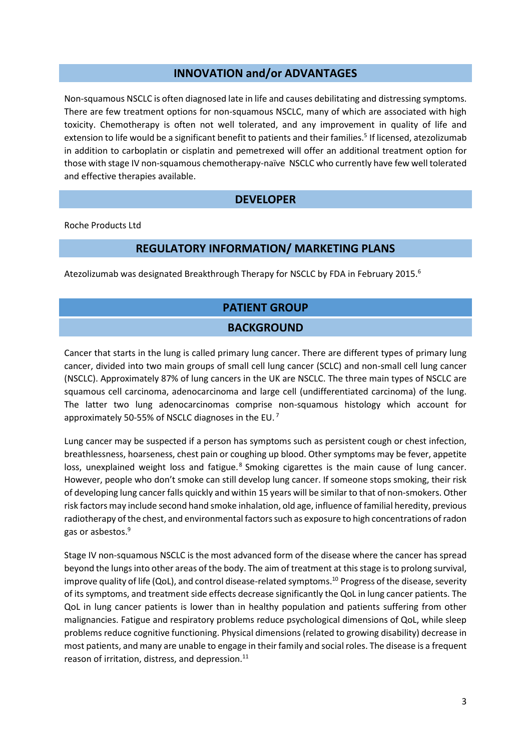## INNOVATION and/or ADVANTAGES

Non-squamous NSCLC is often diagnosed late in life and causes debilitating and distressing symptoms. There are few treatment options for non-squamous NSCLC, many of which are associated with high toxicity. Chemotherapy is often not well tolerated, and any improvement in quality of life and extension to life would be a significant benefit to patients and their families.[5] If licensed, atezolizumab in addition to carboplatin or cisplatin and pemetrexed will offer an additional treatment option for those with stage IV non-squamous chemotherapy-naïve NSCLC who currently have few well tolerated and effective therapies available.

## DEVELOPER

Roche Products Ltd

## REGULATORY INFORMATION/ MARKETING PLANS

Atezolizumab was designated Breakthrough Therapy for NSCLC by FDA in February 2015.[6]

## PATIENT GROUP

### BACKGROUND

Cancer that starts in the lung is called primary lung cancer. There are different types of primary lung cancer, divided into two main groups of small cell lung cancer (SCLC) and non-small cell lung cancer (NSCLC). Approximately 87% of lung cancers in the UK are NSCLC. The three main types of NSCLC are squamous cell carcinoma, adenocarcinoma and large cell (undifferentiated carcinoma) of the lung. The latter two lung adenocarcinomas comprise non-squamous histology which account for approximately 50-55% of NSCLC diagnoses in the EU.[7]

Lung cancer may be suspected if a person has symptoms such as persistent cough or chest infection, breathlessness, hoarseness, chest pain or coughing up blood. Other symptoms may be fever, appetite loss, unexplained weight loss and fatigue.[8] Smoking cigarettes is the main cause of lung cancer. However, people who don't smoke can still develop lung cancer. If someone stops smoking, their risk of developing lung cancer falls quickly and within 15 years will be similar to that of non-smokers. Other risk factors may include second hand smoke inhalation, old age, influence of familial heredity, previous radiotherapy of the chest, and environmental factors such as exposure to high concentrations of radon gas or asbestos.[9]

Stage IV non-squamous NSCLC is the most advanced form of the disease where the cancer has spread beyond the lungs into other areas of the body. The aim of treatment at this stage is to prolong survival, improve quality of life (QoL), and control disease-related symptoms.[10] Progress of the disease, severity of its symptoms, and treatment side effects decrease significantly the QoL in lung cancer patients. The QoL in lung cancer patients is lower than in healthy population and patients suffering from other malignancies. Fatigue and respiratory problems reduce psychological dimensions of QoL, while sleep problems reduce cognitive functioning. Physical dimensions (related to growing disability) decrease in most patients, and many are unable to engage in their family and social roles. The disease is a frequent reason of irritation, distress, and depression.[11]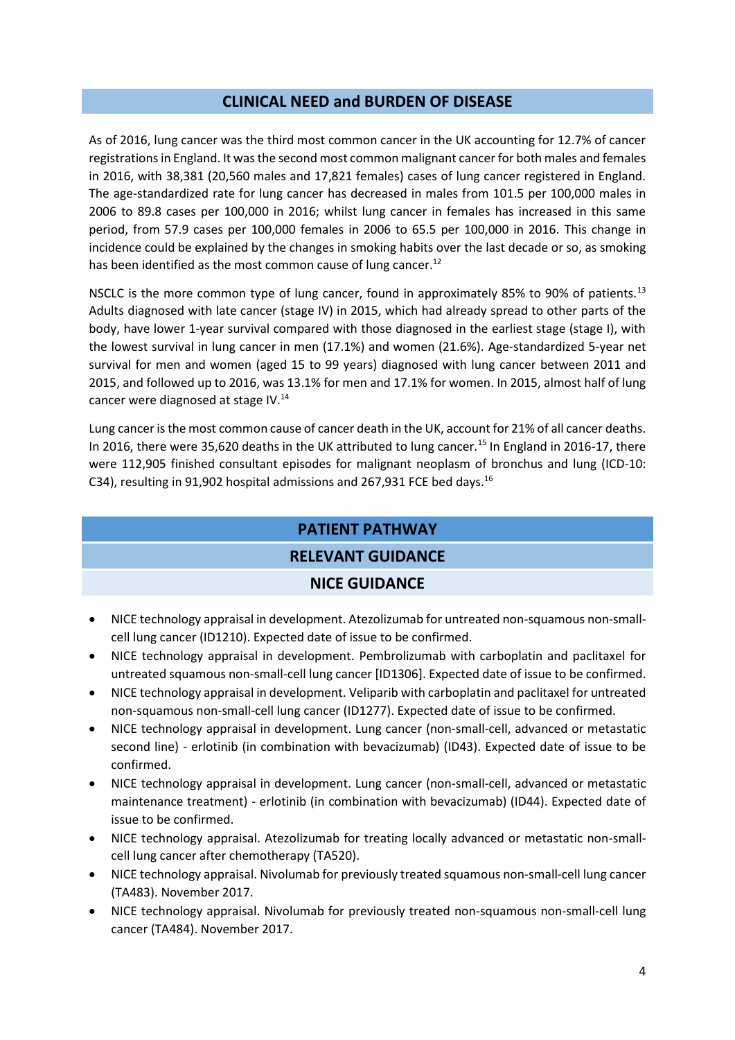## CLINICAL NEED and BURDEN OF DISEASE

As of 2016, lung cancer was the third most common cancer in the UK accounting for 12.7% of cancer registrations in England. It was the second most common malignant cancer for both males and females in 2016, with 38,381 (20,560 males and 17,821 females) cases of lung cancer registered in England. The age-standardized rate for lung cancer has decreased in males from 101.5 per 100,000 males in 2006 to 89.8 cases per 100,000 in 2016; whilst lung cancer in females has increased in this same period, from 57.9 cases per 100,000 females in 2006 to 65.5 per 100,000 in 2016. This change in incidence could be explained by the changes in smoking habits over the last decade or so, as smoking has been identified as the most common cause of lung cancer.[12]

NSCLC is the more common type of lung cancer, found in approximately 85% to 90% of patients.[13] Adults diagnosed with late cancer (stage IV) in 2015, which had already spread to other parts of the body, have lower 1-year survival compared with those diagnosed in the earliest stage (stage I), with the lowest survival in lung cancer in men (17.1%) and women (21.6%). Age-standardized 5-year net survival for men and women (aged 15 to 99 years) diagnosed with lung cancer between 2011 and 2015, and followed up to 2016, was 13.1% for men and 17.1% for women. In 2015, almost half of lung cancer were diagnosed at stage IV.[14]

Lung cancer is the most common cause of cancer death in the UK, account for 21% of all cancer deaths. In 2016, there were 35,620 deaths in the UK attributed to lung cancer.[15] In England in 2016-17, there were 112,905 finished consultant episodes for malignant neoplasm of bronchus and lung (ICD-10: C34), resulting in 91,902 hospital admissions and 267,931 FCE bed days.[16]

## PATIENT PATHWAY

### RELEVANT GUIDANCE

#### NICE GUIDANCE

- NICE technology appraisal in development. Atezolizumab for untreated non-squamous non-small-cell lung cancer (ID1210). Expected date of issue to be confirmed.
- NICE technology appraisal in development. Pembrolizumab with carboplatin and paclitaxel for untreated squamous non-small-cell lung cancer [ID1306]. Expected date of issue to be confirmed.
- NICE technology appraisal in development. Veliparib with carboplatin and paclitaxel for untreated non-squamous non-small-cell lung cancer (ID1277). Expected date of issue to be confirmed.
- NICE technology appraisal in development. Lung cancer (non-small-cell, advanced or metastatic second line) - erlotinib (in combination with bevacizumab) (ID43). Expected date of issue to be confirmed.
- NICE technology appraisal in development. Lung cancer (non-small-cell, advanced or metastatic maintenance treatment) - erlotinib (in combination with bevacizumab) (ID44). Expected date of issue to be confirmed.
- NICE technology appraisal. Atezolizumab for treating locally advanced or metastatic non-small-cell lung cancer after chemotherapy (TA520).
- NICE technology appraisal. Nivolumab for previously treated squamous non-small-cell lung cancer (TA483). November 2017.
- NICE technology appraisal. Nivolumab for previously treated non-squamous non-small-cell lung cancer (TA484). November 2017.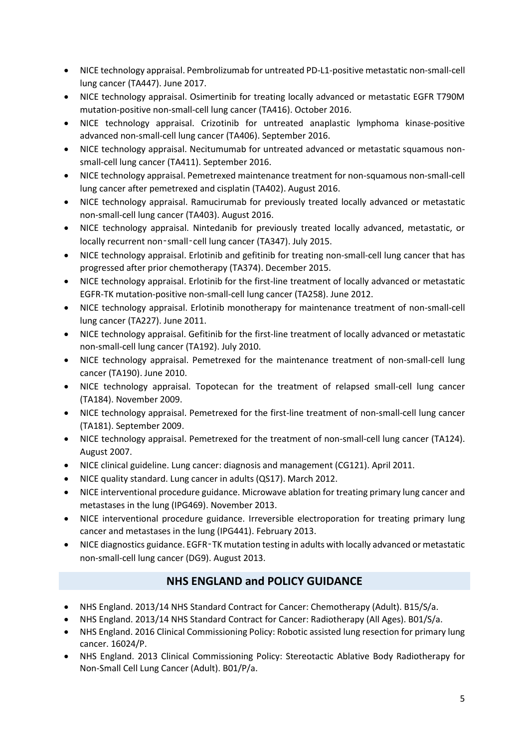- NICE technology appraisal. Pembrolizumab for untreated PD-L1-positive metastatic non-small-cell lung cancer (TA447). June 2017.
- NICE technology appraisal. Osimertinib for treating locally advanced or metastatic EGFR T790M mutation-positive non-small-cell lung cancer (TA416). October 2016.
- NICE technology appraisal. Crizotinib for untreated anaplastic lymphoma kinase-positive advanced non-small-cell lung cancer (TA406). September 2016.
- NICE technology appraisal. Necitumumab for untreated advanced or metastatic squamous non-small-cell lung cancer (TA411). September 2016.
- NICE technology appraisal. Pemetrexed maintenance treatment for non-squamous non-small-cell lung cancer after pemetrexed and cisplatin (TA402). August 2016.
- NICE technology appraisal. Ramucirumab for previously treated locally advanced or metastatic non-small-cell lung cancer (TA403). August 2016.
- NICE technology appraisal. Nintedanib for previously treated locally advanced, metastatic, or locally recurrent non‑small‑cell lung cancer (TA347). July 2015.
- NICE technology appraisal. Erlotinib and gefitinib for treating non-small-cell lung cancer that has progressed after prior chemotherapy (TA374). December 2015.
- NICE technology appraisal. Erlotinib for the first-line treatment of locally advanced or metastatic EGFR-TK mutation-positive non-small-cell lung cancer (TA258). June 2012.
- NICE technology appraisal. Erlotinib monotherapy for maintenance treatment of non-small-cell lung cancer (TA227). June 2011.
- NICE technology appraisal. Gefitinib for the first-line treatment of locally advanced or metastatic non-small-cell lung cancer (TA192). July 2010.
- NICE technology appraisal. Pemetrexed for the maintenance treatment of non-small-cell lung cancer (TA190). June 2010.
- NICE technology appraisal. Topotecan for the treatment of relapsed small-cell lung cancer (TA184). November 2009.
- NICE technology appraisal. Pemetrexed for the first-line treatment of non-small-cell lung cancer (TA181). September 2009.
- NICE technology appraisal. Pemetrexed for the treatment of non-small-cell lung cancer (TA124). August 2007.
- NICE clinical guideline. Lung cancer: diagnosis and management (CG121). April 2011.
- NICE quality standard. Lung cancer in adults (QS17). March 2012.
- NICE interventional procedure guidance. Microwave ablation for treating primary lung cancer and metastases in the lung (IPG469). November 2013.
- NICE interventional procedure guidance. Irreversible electroporation for treating primary lung cancer and metastases in the lung (IPG441). February 2013.
- NICE diagnostics guidance. EGFR‑TK mutation testing in adults with locally advanced or metastatic non-small-cell lung cancer (DG9). August 2013.

## NHS ENGLAND and POLICY GUIDANCE

- NHS England. 2013/14 NHS Standard Contract for Cancer: Chemotherapy (Adult). B15/S/a.
- NHS England. 2013/14 NHS Standard Contract for Cancer: Radiotherapy (All Ages). B01/S/a.
- NHS England. 2016 Clinical Commissioning Policy: Robotic assisted lung resection for primary lung cancer. 16024/P.
- NHS England. 2013 Clinical Commissioning Policy: Stereotactic Ablative Body Radiotherapy for Non-Small Cell Lung Cancer (Adult). B01/P/a.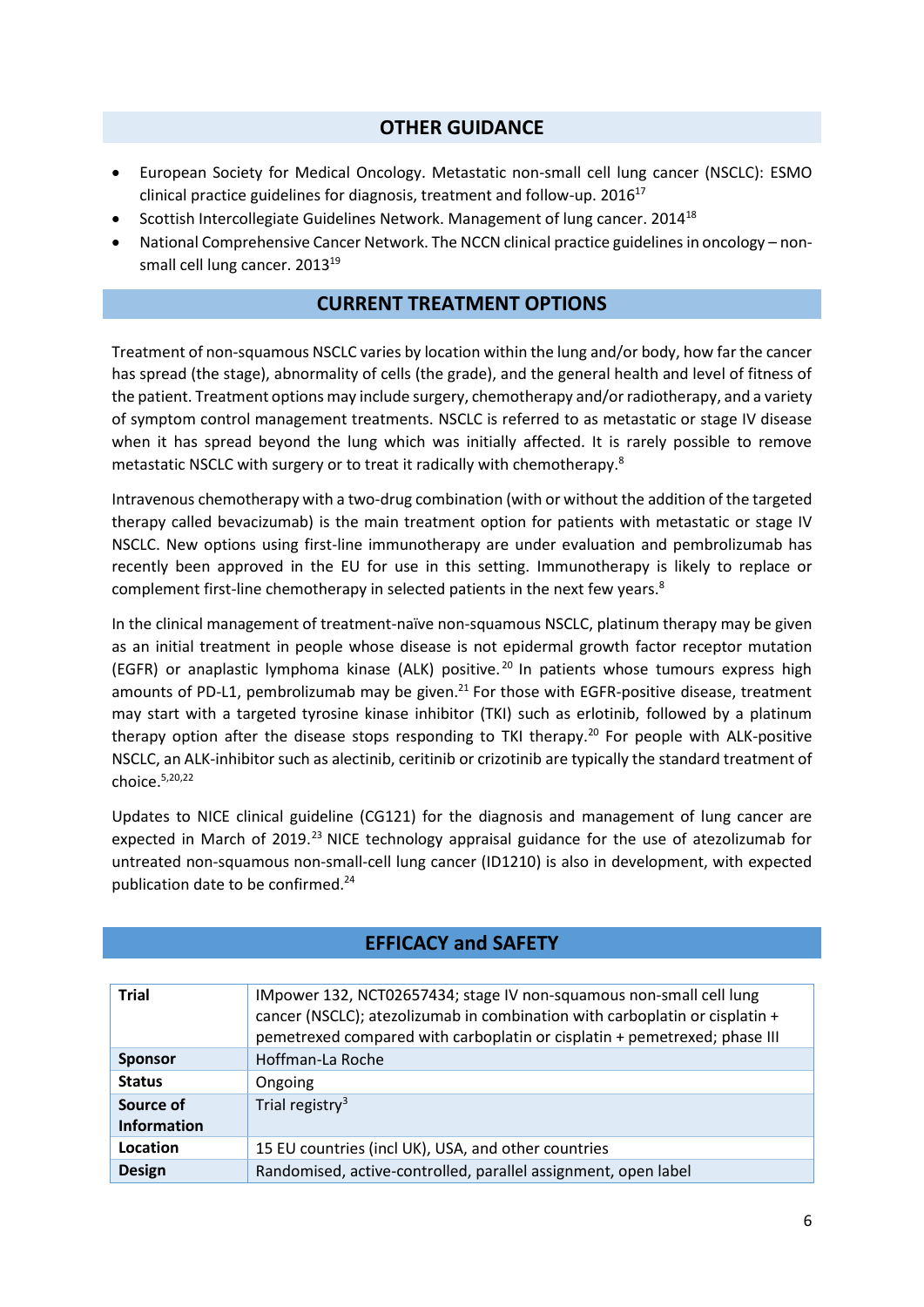## OTHER GUIDANCE

- European Society for Medical Oncology. Metastatic non-small cell lung cancer (NSCLC): ESMO clinical practice guidelines for diagnosis, treatment and follow-up. 2016[17]
- Scottish Intercollegiate Guidelines Network. Management of lung cancer. 2014[18]
- National Comprehensive Cancer Network. The NCCN clinical practice guidelines in oncology – non-small cell lung cancer. 2013[19]

## CURRENT TREATMENT OPTIONS

Treatment of non-squamous NSCLC varies by location within the lung and/or body, how far the cancer has spread (the stage), abnormality of cells (the grade), and the general health and level of fitness of the patient. Treatment options may include surgery, chemotherapy and/or radiotherapy, and a variety of symptom control management treatments. NSCLC is referred to as metastatic or stage IV disease when it has spread beyond the lung which was initially affected. It is rarely possible to remove metastatic NSCLC with surgery or to treat it radically with chemotherapy.[8]

Intravenous chemotherapy with a two-drug combination (with or without the addition of the targeted therapy called bevacizumab) is the main treatment option for patients with metastatic or stage IV NSCLC. New options using first-line immunotherapy are under evaluation and pembrolizumab has recently been approved in the EU for use in this setting. Immunotherapy is likely to replace or complement first-line chemotherapy in selected patients in the next few years.[8]

In the clinical management of treatment-naïve non-squamous NSCLC, platinum therapy may be given as an initial treatment in people whose disease is not epidermal growth factor receptor mutation (EGFR) or anaplastic lymphoma kinase (ALK) positive.[20] In patients whose tumours express high amounts of PD-L1, pembrolizumab may be given.[21] For those with EGFR-positive disease, treatment may start with a targeted tyrosine kinase inhibitor (TKI) such as erlotinib, followed by a platinum therapy option after the disease stops responding to TKI therapy.[20] For people with ALK-positive NSCLC, an ALK-inhibitor such as alectinib, ceritinib or crizotinib are typically the standard treatment of choice.[5,20,22]

Updates to NICE clinical guideline (CG121) for the diagnosis and management of lung cancer are expected in March of 2019.[23] NICE technology appraisal guidance for the use of atezolizumab for untreated non-squamous non-small-cell lung cancer (ID1210) is also in development, with expected publication date to be confirmed.[24]

## EFFICACY and SAFETY

| | |
|---|---|
| **Trial** | IMpower 132, NCT02657434; stage IV non-squamous non-small cell lung cancer (NSCLC); atezolizumab in combination with carboplatin or cisplatin + pemetrexed compared with carboplatin or cisplatin + pemetrexed; phase III |
| **Sponsor** | Hoffman-La Roche |
| **Status** | Ongoing |
| **Source of Information** | Trial registry[3] |
| **Location** | 15 EU countries (incl UK), USA, and other countries |
| **Design** | Randomised, active-controlled, parallel assignment, open label |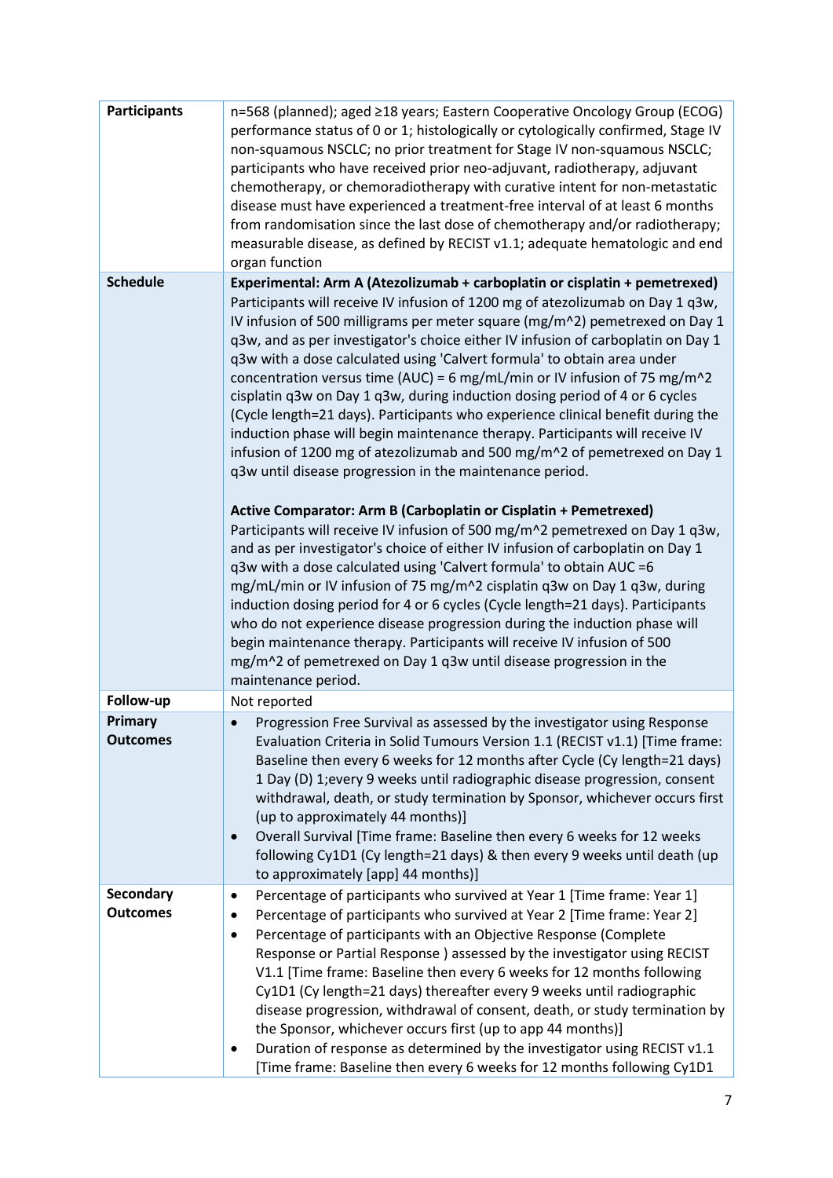| | |
|---|---|
| **Participants** | n=568 (planned); aged ≥18 years; Eastern Cooperative Oncology Group (ECOG) performance status of 0 or 1; histologically or cytologically confirmed, Stage IV non-squamous NSCLC; no prior treatment for Stage IV non-squamous NSCLC; participants who have received prior neo-adjuvant, radiotherapy, adjuvant chemotherapy, or chemoradiotherapy with curative intent for non-metastatic disease must have experienced a treatment-free interval of at least 6 months from randomisation since the last dose of chemotherapy and/or radiotherapy; measurable disease, as defined by RECIST v1.1; adequate hematologic and end organ function |
| **Schedule** | **Experimental: Arm A (Atezolizumab + carboplatin or cisplatin + pemetrexed)**<br>Participants will receive IV infusion of 1200 mg of atezolizumab on Day 1 q3w, IV infusion of 500 milligrams per meter square (mg/m^2) pemetrexed on Day 1 q3w, and as per investigator's choice either IV infusion of carboplatin on Day 1 q3w with a dose calculated using 'Calvert formula' to obtain area under concentration versus time (AUC) = 6 mg/mL/min or IV infusion of 75 mg/m^2 cisplatin q3w on Day 1 q3w, during induction dosing period of 4 or 6 cycles (Cycle length=21 days). Participants who experience clinical benefit during the induction phase will begin maintenance therapy. Participants will receive IV infusion of 1200 mg of atezolizumab and 500 mg/m^2 of pemetrexed on Day 1 q3w until disease progression in the maintenance period.<br><br>**Active Comparator: Arm B (Carboplatin or Cisplatin + Pemetrexed)**<br>Participants will receive IV infusion of 500 mg/m^2 pemetrexed on Day 1 q3w, and as per investigator's choice of either IV infusion of carboplatin on Day 1 q3w with a dose calculated using 'Calvert formula' to obtain AUC =6 mg/mL/min or IV infusion of 75 mg/m^2 cisplatin q3w on Day 1 q3w, during induction dosing period for 4 or 6 cycles (Cycle length=21 days). Participants who do not experience disease progression during the induction phase will begin maintenance therapy. Participants will receive IV infusion of 500 mg/m^2 of pemetrexed on Day 1 q3w until disease progression in the maintenance period. |
| **Follow-up** | Not reported |
| **Primary Outcomes** | • Progression Free Survival as assessed by the investigator using Response Evaluation Criteria in Solid Tumours Version 1.1 (RECIST v1.1) [Time frame: Baseline then every 6 weeks for 12 months after Cycle (Cy length=21 days) 1 Day (D) 1;every 9 weeks until radiographic disease progression, consent withdrawal, death, or study termination by Sponsor, whichever occurs first (up to approximately 44 months)]<br>• Overall Survival [Time frame: Baseline then every 6 weeks for 12 weeks following Cy1D1 (Cy length=21 days) & then every 9 weeks until death (up to approximately [app] 44 months)] |
| **Secondary Outcomes** | • Percentage of participants who survived at Year 1 [Time frame: Year 1]<br>• Percentage of participants who survived at Year 2 [Time frame: Year 2]<br>• Percentage of participants with an Objective Response (Complete Response or Partial Response ) assessed by the investigator using RECIST V1.1 [Time frame: Baseline then every 6 weeks for 12 months following Cy1D1 (Cy length=21 days) thereafter every 9 weeks until radiographic disease progression, withdrawal of consent, death, or study termination by the Sponsor, whichever occurs first (up to app 44 months)]<br>• Duration of response as determined by the investigator using RECIST v1.1 [Time frame: Baseline then every 6 weeks for 12 months following Cy1D1 |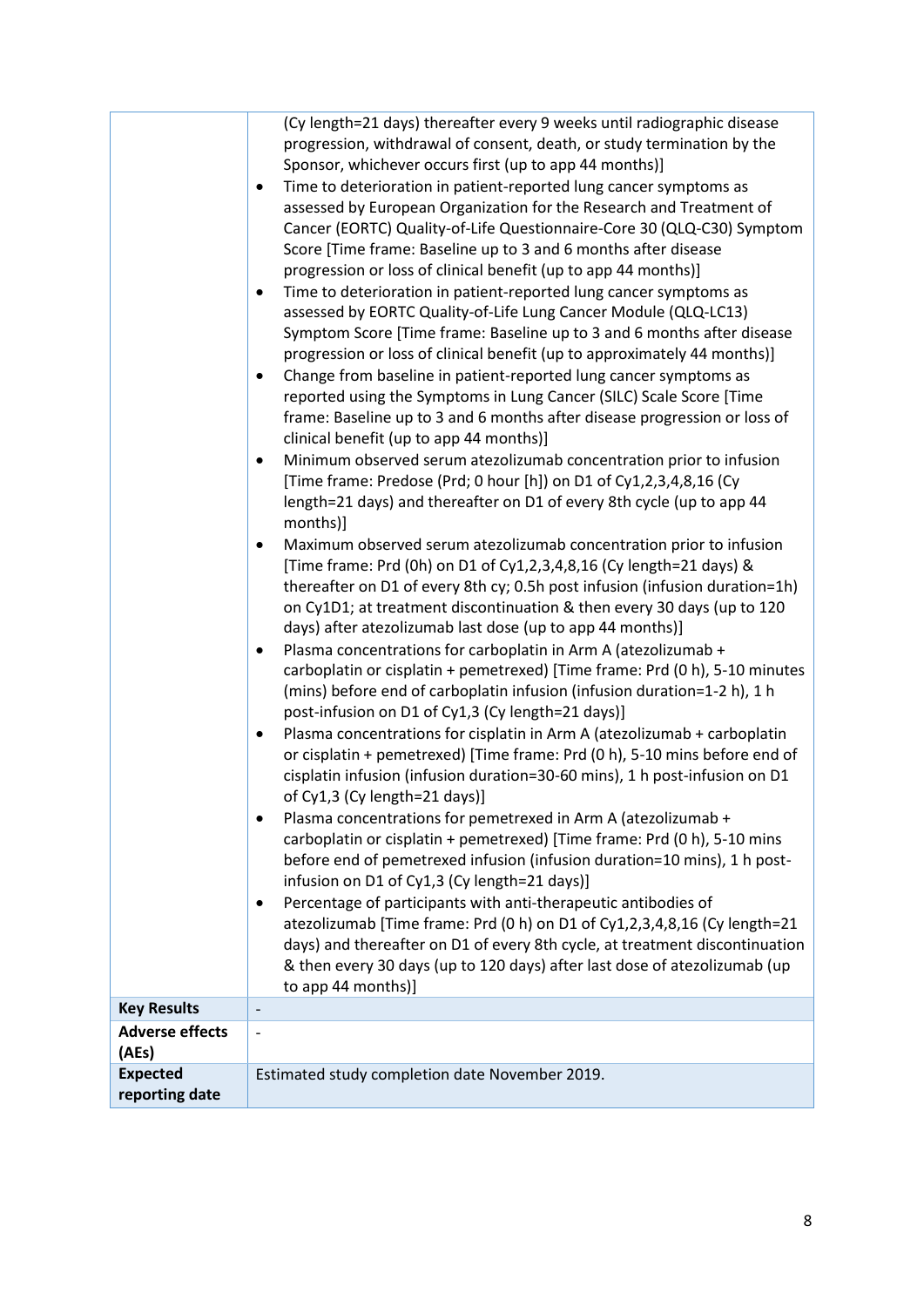| | |
|---|---|
| | (Cy length=21 days) thereafter every 9 weeks until radiographic disease progression, withdrawal of consent, death, or study termination by the Sponsor, whichever occurs first (up to app 44 months)]<br>• Time to deterioration in patient-reported lung cancer symptoms as assessed by European Organization for the Research and Treatment of Cancer (EORTC) Quality-of-Life Questionnaire-Core 30 (QLQ-C30) Symptom Score [Time frame: Baseline up to 3 and 6 months after disease progression or loss of clinical benefit (up to app 44 months)]<br>• Time to deterioration in patient-reported lung cancer symptoms as assessed by EORTC Quality-of-Life Lung Cancer Module (QLQ-LC13) Symptom Score [Time frame: Baseline up to 3 and 6 months after disease progression or loss of clinical benefit (up to approximately 44 months)]<br>• Change from baseline in patient-reported lung cancer symptoms as reported using the Symptoms in Lung Cancer (SILC) Scale Score [Time frame: Baseline up to 3 and 6 months after disease progression or loss of clinical benefit (up to app 44 months)]<br>• Minimum observed serum atezolizumab concentration prior to infusion [Time frame: Predose (Prd; 0 hour [h]) on D1 of Cy1,2,3,4,8,16 (Cy length=21 days) and thereafter on D1 of every 8th cycle (up to app 44 months)]<br>• Maximum observed serum atezolizumab concentration prior to infusion [Time frame: Prd (0h) on D1 of Cy1,2,3,4,8,16 (Cy length=21 days) & thereafter on D1 of every 8th cy; 0.5h post infusion (infusion duration=1h) on Cy1D1; at treatment discontinuation & then every 30 days (up to 120 days) after atezolizumab last dose (up to app 44 months)]<br>• Plasma concentrations for carboplatin in Arm A (atezolizumab + carboplatin or cisplatin + pemetrexed) [Time frame: Prd (0 h), 5-10 minutes (mins) before end of carboplatin infusion (infusion duration=1-2 h), 1 h post-infusion on D1 of Cy1,3 (Cy length=21 days)]<br>• Plasma concentrations for cisplatin in Arm A (atezolizumab + carboplatin or cisplatin + pemetrexed) [Time frame: Prd (0 h), 5-10 mins before end of cisplatin infusion (infusion duration=30-60 mins), 1 h post-infusion on D1 of Cy1,3 (Cy length=21 days)]<br>• Plasma concentrations for pemetrexed in Arm A (atezolizumab + carboplatin or cisplatin + pemetrexed) [Time frame: Prd (0 h), 5-10 mins before end of pemetrexed infusion (infusion duration=10 mins), 1 h post-infusion on D1 of Cy1,3 (Cy length=21 days)]<br>• Percentage of participants with anti-therapeutic antibodies of atezolizumab [Time frame: Prd (0 h) on D1 of Cy1,2,3,4,8,16 (Cy length=21 days) and thereafter on D1 of every 8th cycle, at treatment discontinuation & then every 30 days (up to 120 days) after last dose of atezolizumab (up to app 44 months)] |
| **Key Results** | - |
| **Adverse effects (AEs)** | - |
| **Expected reporting date** | Estimated study completion date November 2019. |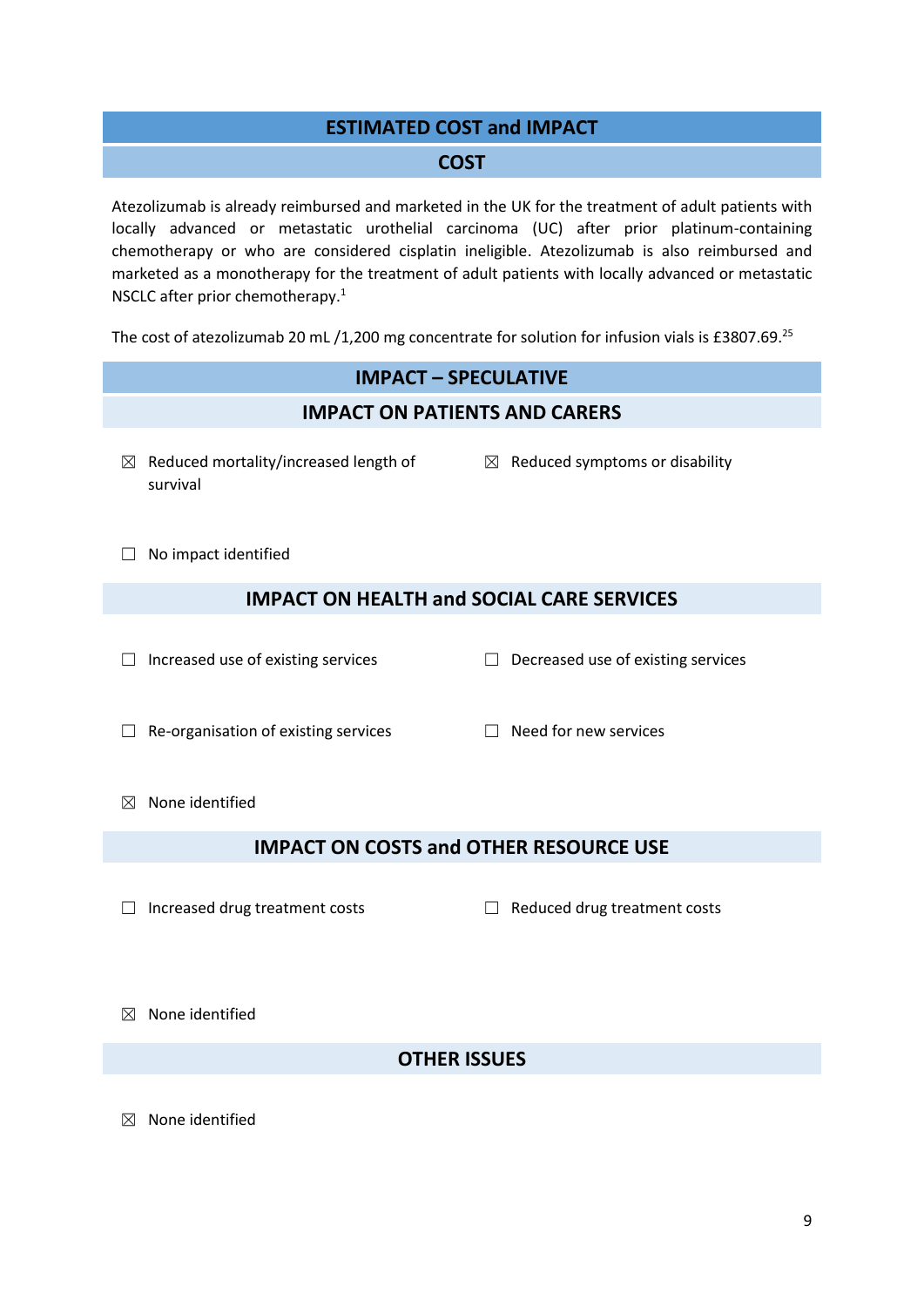## ESTIMATED COST and IMPACT

### COST

Atezolizumab is already reimbursed and marketed in the UK for the treatment of adult patients with locally advanced or metastatic urothelial carcinoma (UC) after prior platinum-containing chemotherapy or who are considered cisplatin ineligible. Atezolizumab is also reimbursed and marketed as a monotherapy for the treatment of adult patients with locally advanced or metastatic NSCLC after prior chemotherapy.[1]

The cost of atezolizumab 20 mL /1,200 mg concentrate for solution for infusion vials is £3807.69.[25]

### IMPACT – SPECULATIVE

### IMPACT ON PATIENTS AND CARERS

☒ Reduced mortality/increased length of survival

☒ Reduced symptoms or disability

☐ No impact identified

### IMPACT ON HEALTH and SOCIAL CARE SERVICES

☐ Increased use of existing services

☐ Decreased use of existing services

☐ Re-organisation of existing services

☐ Need for new services

☒ None identified

### IMPACT ON COSTS and OTHER RESOURCE USE

☐ Increased drug treatment costs

☐ Reduced drug treatment costs

☒ None identified

### OTHER ISSUES

☒ None identified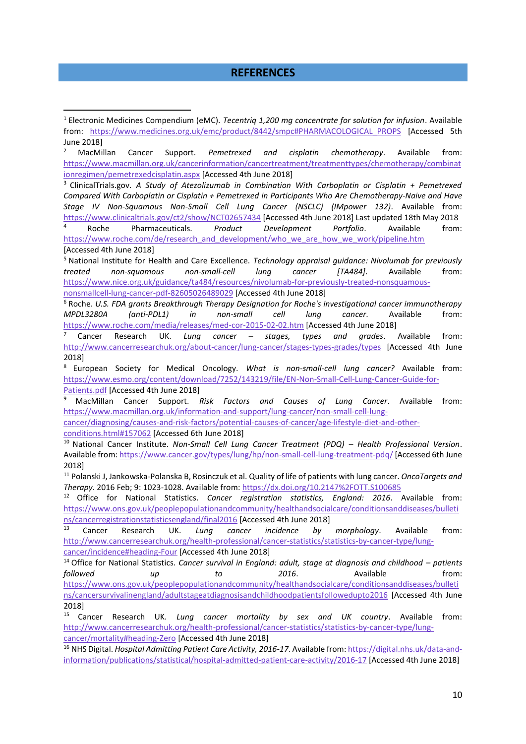# REFERENCES

[1] Electronic Medicines Compendium (eMC). *Tecentriq 1,200 mg concentrate for solution for infusion*. Available from: https://www.medicines.org.uk/emc/product/8442/smpc#PHARMACOLOGICAL_PROPS [Accessed 5th June 2018]

[2] MacMillan Cancer Support. *Pemetrexed and cisplatin chemotherapy*. Available from: https://www.macmillan.org.uk/cancerinformation/cancertreatment/treatmenttypes/chemotherapy/combinationregimen/pemetrexedcisplatin.aspx [Accessed 4th June 2018]

[3] ClinicalTrials.gov. *A Study of Atezolizumab in Combination With Carboplatin or Cisplatin + Pemetrexed Compared With Carboplatin or Cisplatin + Pemetrexed in Participants Who Are Chemotherapy-Naive and Have Stage IV Non-Squamous Non-Small Cell Lung Cancer (NSCLC) (IMpower 132)*. Available from: https://www.clinicaltrials.gov/ct2/show/NCT02657434 [Accessed 4th June 2018] Last updated 18th May 2018

[4] Roche Pharmaceuticals. *Product Development Portfolio*. Available from: https://www.roche.com/de/research_and_development/who_we_are_how_we_work/pipeline.htm [Accessed 4th June 2018]

[5] National Institute for Health and Care Excellence. *Technology appraisal guidance: Nivolumab for previously treated non-squamous non-small-cell lung cancer [TA484]*. Available from: https://www.nice.org.uk/guidance/ta484/resources/nivolumab-for-previously-treated-nonsquamous-nonsmallcell-lung-cancer-pdf-82605026489029 [Accessed 4th June 2018]

[6] Roche. *U.S. FDA grants Breakthrough Therapy Designation for Roche's investigational cancer immunotherapy MPDL3280A (anti-PDL1) in non-small cell lung cancer*. Available from: https://www.roche.com/media/releases/med-cor-2015-02-02.htm [Accessed 4th June 2018]

[7] Cancer Research UK. *Lung cancer – stages, types and grades*. Available from: http://www.cancerresearchuk.org/about-cancer/lung-cancer/stages-types-grades/types [Accessed 4th June 2018]

[8] European Society for Medical Oncology. *What is non-small-cell lung cancer?* Available from: https://www.esmo.org/content/download/7252/143219/file/EN-Non-Small-Cell-Lung-Cancer-Guide-for-Patients.pdf [Accessed 4th June 2018]

[9] MacMillan Cancer Support. *Risk Factors and Causes of Lung Cancer*. Available from: https://www.macmillan.org.uk/information-and-support/lung-cancer/non-small-cell-lung-cancer/diagnosing/causes-and-risk-factors/potential-causes-of-cancer/age-lifestyle-diet-and-other-conditions.html#157062 [Accessed 6th June 2018]

[10] National Cancer Institute. *Non-Small Cell Lung Cancer Treatment (PDQ) – Health Professional Version*. Available from: https://www.cancer.gov/types/lung/hp/non-small-cell-lung-treatment-pdq/ [Accessed 6th June 2018]

[11] Polanski J, Jankowska-Polanska B, Rosinczuk et al. Quality of life of patients with lung cancer. *OncoTargets and Therapy*. 2016 Feb; 9: 1023-1028. Available from: https://dx.doi.org/10.2147%2FOTT.S100685

[12] Office for National Statistics. *Cancer registration statistics, England: 2016*. Available from: https://www.ons.gov.uk/peoplepopulationandcommunity/healthandsocialcare/conditionsanddiseases/bulletins/cancerregistrationstatisticsengland/final2016 [Accessed 4th June 2018]

[13] Cancer Research UK. *Lung cancer incidence by morphology*. Available from: http://www.cancerresearchuk.org/health-professional/cancer-statistics/statistics-by-cancer-type/lung-cancer/incidence#heading-Four [Accessed 4th June 2018]

[14] Office for National Statistics. *Cancer survival in England: adult, stage at diagnosis and childhood – patients followed up to 2016*. Available from: https://www.ons.gov.uk/peoplepopulationandcommunity/healthandsocialcare/conditionsanddiseases/bulletins/cancersurvivalinengland/adultstageatdiagnosisandchildhoodpatientsfollowedupto2016 [Accessed 4th June 2018]

[15] Cancer Research UK. *Lung cancer mortality by sex and UK country*. Available from: http://www.cancerresearchuk.org/health-professional/cancer-statistics/statistics-by-cancer-type/lung-cancer/mortality#heading-Zero [Accessed 4th June 2018]

[16] NHS Digital. *Hospital Admitting Patient Care Activity, 2016-17*. Available from: https://digital.nhs.uk/data-and-information/publications/statistical/hospital-admitted-patient-care-activity/2016-17 [Accessed 4th June 2018]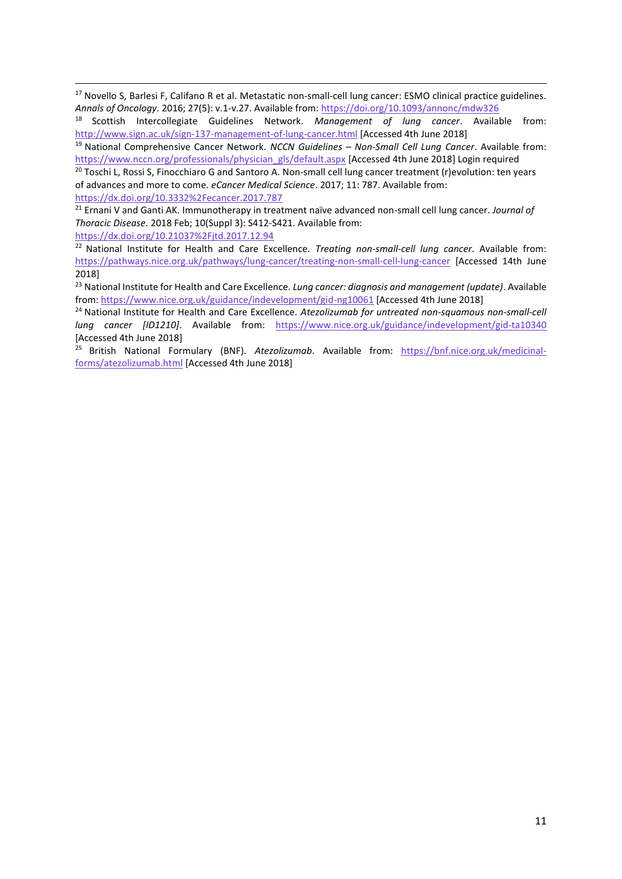[17] Novello S, Barlesi F, Califano R et al. Metastatic non-small-cell lung cancer: ESMO clinical practice guidelines. *Annals of Oncology*. 2016; 27(5): v.1-v.27. Available from: https://doi.org/10.1093/annonc/mdw326

[18] Scottish Intercollegiate Guidelines Network. *Management of lung cancer*. Available from: http://www.sign.ac.uk/sign-137-management-of-lung-cancer.html [Accessed 4th June 2018]

[19] National Comprehensive Cancer Network. *NCCN Guidelines – Non-Small Cell Lung Cancer*. Available from: https://www.nccn.org/professionals/physician_gls/default.aspx [Accessed 4th June 2018] Login required

[20] Toschi L, Rossi S, Finocchiaro G and Santoro A. Non-small cell lung cancer treatment (r)evolution: ten years of advances and more to come. *eCancer Medical Science*. 2017; 11: 787. Available from: https://dx.doi.org/10.3332%2Fecancer.2017.787

[21] Ernani V and Ganti AK. Immunotherapy in treatment naïve advanced non-small cell lung cancer. *Journal of Thoracic Disease*. 2018 Feb; 10(Suppl 3): S412-S421. Available from: https://dx.doi.org/10.21037%2Fjtd.2017.12.94

[22] National Institute for Health and Care Excellence. *Treating non-small-cell lung cancer*. Available from: https://pathways.nice.org.uk/pathways/lung-cancer/treating-non-small-cell-lung-cancer [Accessed 14th June 2018]

[23] National Institute for Health and Care Excellence. *Lung cancer: diagnosis and management (update)*. Available from: https://www.nice.org.uk/guidance/indevelopment/gid-ng10061 [Accessed 4th June 2018]

[24] National Institute for Health and Care Excellence. *Atezolizumab for untreated non-squamous non-small-cell lung cancer [ID1210]*. Available from: https://www.nice.org.uk/guidance/indevelopment/gid-ta10340 [Accessed 4th June 2018]

[25] British National Formulary (BNF). *Atezolizumab*. Available from: https://bnf.nice.org.uk/medicinal-forms/atezolizumab.html [Accessed 4th June 2018]